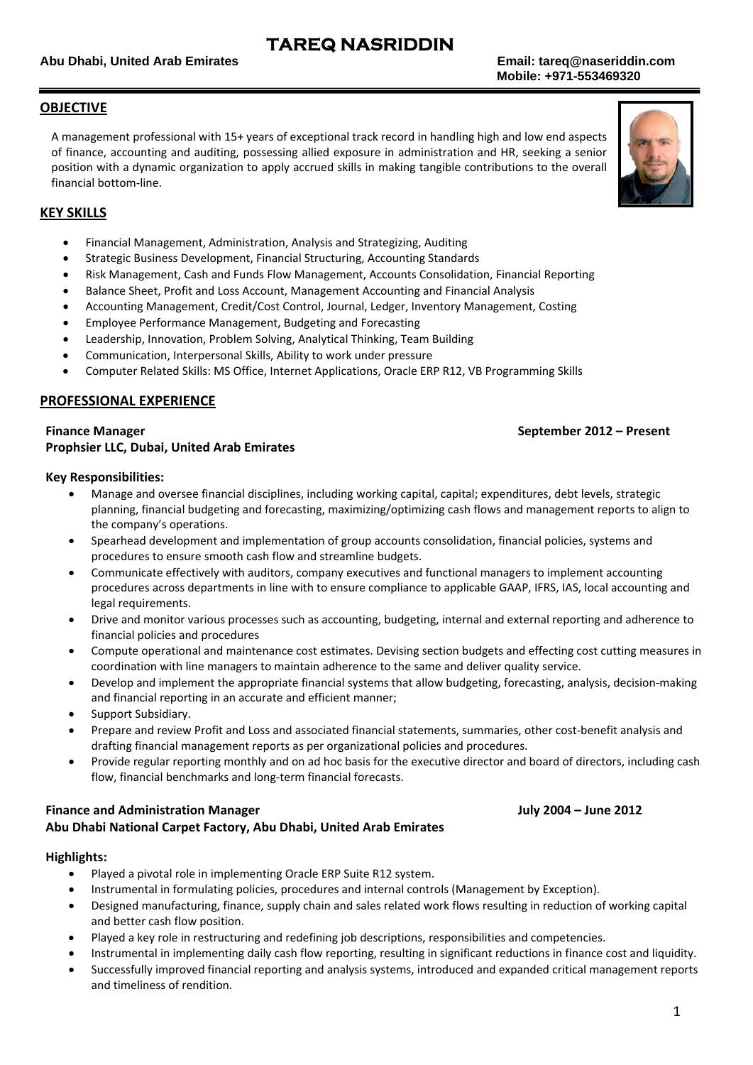# TAREQ NASRIDDIN

**Abu Dhabi, United Arab Emirates**

**Email: tareq@naseriddin.com**
**Mobile: +971-553469320**

## OBJECTIVE

A management professional with 15+ years of exceptional track record in handling high and low end aspects of finance, accounting and auditing, possessing allied exposure in administration and HR, seeking a senior position with a dynamic organization to apply accrued skills in making tangible contributions to the overall financial bottom-line.

## KEY SKILLS

- Financial Management, Administration, Analysis and Strategizing, Auditing
- Strategic Business Development, Financial Structuring, Accounting Standards
- Risk Management, Cash and Funds Flow Management, Accounts Consolidation, Financial Reporting
- Balance Sheet, Profit and Loss Account, Management Accounting and Financial Analysis
- Accounting Management, Credit/Cost Control, Journal, Ledger, Inventory Management, Costing
- Employee Performance Management, Budgeting and Forecasting
- Leadership, Innovation, Problem Solving, Analytical Thinking, Team Building
- Communication, Interpersonal Skills, Ability to work under pressure
- Computer Related Skills: MS Office, Internet Applications, Oracle ERP R12, VB Programming Skills

## PROFESSIONAL EXPERIENCE

**Finance Manager** — **September 2012 – Present**
**Prophsier LLC, Dubai, United Arab Emirates**

**Key Responsibilities:**

- Manage and oversee financial disciplines, including working capital, capital; expenditures, debt levels, strategic planning, financial budgeting and forecasting, maximizing/optimizing cash flows and management reports to align to the company's operations.
- Spearhead development and implementation of group accounts consolidation, financial policies, systems and procedures to ensure smooth cash flow and streamline budgets.
- Communicate effectively with auditors, company executives and functional managers to implement accounting procedures across departments in line with to ensure compliance to applicable GAAP, IFRS, IAS, local accounting and legal requirements.
- Drive and monitor various processes such as accounting, budgeting, internal and external reporting and adherence to financial policies and procedures
- Compute operational and maintenance cost estimates. Devising section budgets and effecting cost cutting measures in coordination with line managers to maintain adherence to the same and deliver quality service.
- Develop and implement the appropriate financial systems that allow budgeting, forecasting, analysis, decision-making and financial reporting in an accurate and efficient manner;
- Support Subsidiary.
- Prepare and review Profit and Loss and associated financial statements, summaries, other cost-benefit analysis and drafting financial management reports as per organizational policies and procedures.
- Provide regular reporting monthly and on ad hoc basis for the executive director and board of directors, including cash flow, financial benchmarks and long-term financial forecasts.

**Finance and Administration Manager** — **July 2004 – June 2012**
**Abu Dhabi National Carpet Factory, Abu Dhabi, United Arab Emirates**

**Highlights:**

- Played a pivotal role in implementing Oracle ERP Suite R12 system.
- Instrumental in formulating policies, procedures and internal controls (Management by Exception).
- Designed manufacturing, finance, supply chain and sales related work flows resulting in reduction of working capital and better cash flow position.
- Played a key role in restructuring and redefining job descriptions, responsibilities and competencies.
- Instrumental in implementing daily cash flow reporting, resulting in significant reductions in finance cost and liquidity.
- Successfully improved financial reporting and analysis systems, introduced and expanded critical management reports and timeliness of rendition.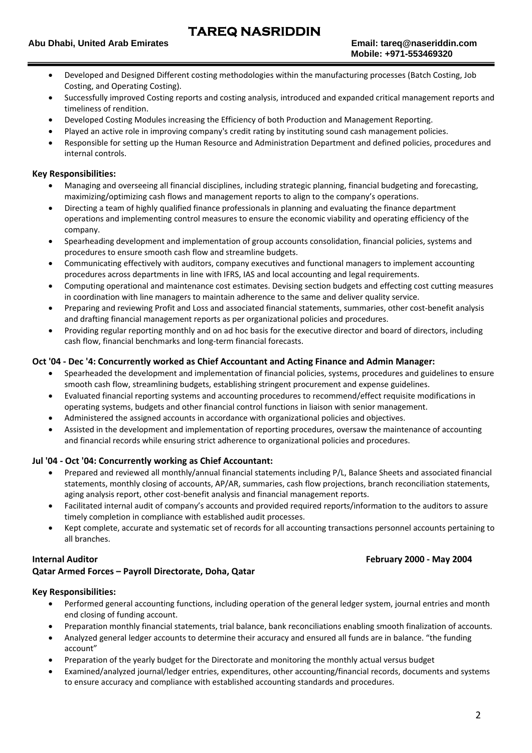- Developed and Designed Different costing methodologies within the manufacturing processes (Batch Costing, Job Costing, and Operating Costing).
- Successfully improved Costing reports and costing analysis, introduced and expanded critical management reports and timeliness of rendition.
- Developed Costing Modules increasing the Efficiency of both Production and Management Reporting.
- Played an active role in improving company's credit rating by instituting sound cash management policies.
- Responsible for setting up the Human Resource and Administration Department and defined policies, procedures and internal controls.

**Key Responsibilities:**

- Managing and overseeing all financial disciplines, including strategic planning, financial budgeting and forecasting, maximizing/optimizing cash flows and management reports to align to the company's operations.
- Directing a team of highly qualified finance professionals in planning and evaluating the finance department operations and implementing control measures to ensure the economic viability and operating efficiency of the company.
- Spearheading development and implementation of group accounts consolidation, financial policies, systems and procedures to ensure smooth cash flow and streamline budgets.
- Communicating effectively with auditors, company executives and functional managers to implement accounting procedures across departments in line with IFRS, IAS and local accounting and legal requirements.
- Computing operational and maintenance cost estimates. Devising section budgets and effecting cost cutting measures in coordination with line managers to maintain adherence to the same and deliver quality service.
- Preparing and reviewing Profit and Loss and associated financial statements, summaries, other cost-benefit analysis and drafting financial management reports as per organizational policies and procedures.
- Providing regular reporting monthly and on ad hoc basis for the executive director and board of directors, including cash flow, financial benchmarks and long-term financial forecasts.

**Oct '04 - Dec '4: Concurrently worked as Chief Accountant and Acting Finance and Admin Manager:**

- Spearheaded the development and implementation of financial policies, systems, procedures and guidelines to ensure smooth cash flow, streamlining budgets, establishing stringent procurement and expense guidelines.
- Evaluated financial reporting systems and accounting procedures to recommend/effect requisite modifications in operating systems, budgets and other financial control functions in liaison with senior management.
- Administered the assigned accounts in accordance with organizational policies and objectives.
- Assisted in the development and implementation of reporting procedures, oversaw the maintenance of accounting and financial records while ensuring strict adherence to organizational policies and procedures.

**Jul '04 - Oct '04: Concurrently working as Chief Accountant:**

- Prepared and reviewed all monthly/annual financial statements including P/L, Balance Sheets and associated financial statements, monthly closing of accounts, AP/AR, summaries, cash flow projections, branch reconciliation statements, aging analysis report, other cost-benefit analysis and financial management reports.
- Facilitated internal audit of company's accounts and provided required reports/information to the auditors to assure timely completion in compliance with established audit processes.
- Kept complete, accurate and systematic set of records for all accounting transactions personnel accounts pertaining to all branches.

**Internal Auditor** — **February 2000 - May 2004**
**Qatar Armed Forces – Payroll Directorate, Doha, Qatar**

**Key Responsibilities:**

- Performed general accounting functions, including operation of the general ledger system, journal entries and month end closing of funding account.
- Preparation monthly financial statements, trial balance, bank reconciliations enabling smooth finalization of accounts.
- Analyzed general ledger accounts to determine their accuracy and ensured all funds are in balance. "the funding account"
- Preparation of the yearly budget for the Directorate and monitoring the monthly actual versus budget
- Examined/analyzed journal/ledger entries, expenditures, other accounting/financial records, documents and systems to ensure accuracy and compliance with established accounting standards and procedures.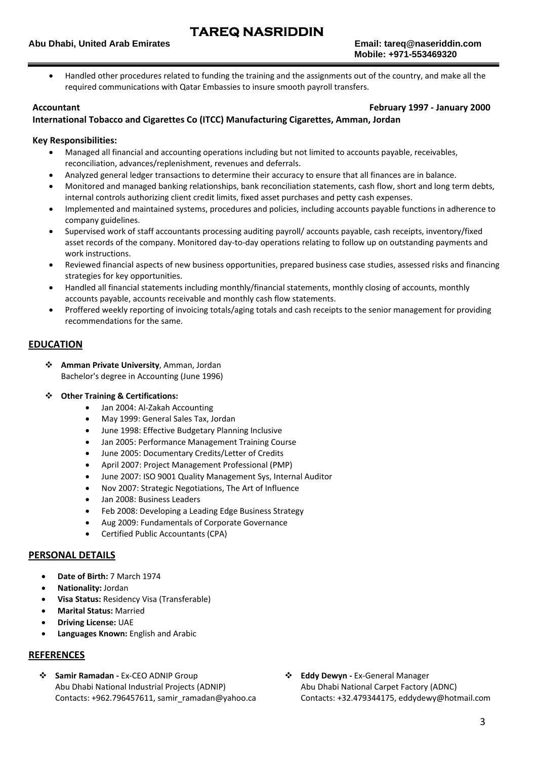- Handled other procedures related to funding the training and the assignments out of the country, and make all the required communications with Qatar Embassies to insure smooth payroll transfers.

**Accountant** **February 1997 - January 2000**
**International Tobacco and Cigarettes Co (ITCC) Manufacturing Cigarettes, Amman, Jordan**

**Key Responsibilities:**

- Managed all financial and accounting operations including but not limited to accounts payable, receivables, reconciliation, advances/replenishment, revenues and deferrals.
- Analyzed general ledger transactions to determine their accuracy to ensure that all finances are in balance.
- Monitored and managed banking relationships, bank reconciliation statements, cash flow, short and long term debts, internal controls authorizing client credit limits, fixed asset purchases and petty cash expenses.
- Implemented and maintained systems, procedures and policies, including accounts payable functions in adherence to company guidelines.
- Supervised work of staff accountants processing auditing payroll/ accounts payable, cash receipts, inventory/fixed asset records of the company. Monitored day-to-day operations relating to follow up on outstanding payments and work instructions.
- Reviewed financial aspects of new business opportunities, prepared business case studies, assessed risks and financing strategies for key opportunities.
- Handled all financial statements including monthly/financial statements, monthly closing of accounts, monthly accounts payable, accounts receivable and monthly cash flow statements.
- Proffered weekly reporting of invoicing totals/aging totals and cash receipts to the senior management for providing recommendations for the same.

## EDUCATION

- **Amman Private University**, Amman, Jordan
  Bachelor's degree in Accounting (June 1996)

- **Other Training & Certifications:**
  - Jan 2004: Al-Zakah Accounting
  - May 1999: General Sales Tax, Jordan
  - June 1998: Effective Budgetary Planning Inclusive
  - Jan 2005: Performance Management Training Course
  - June 2005: Documentary Credits/Letter of Credits
  - April 2007: Project Management Professional (PMP)
  - June 2007: ISO 9001 Quality Management Sys, Internal Auditor
  - Nov 2007: Strategic Negotiations, The Art of Influence
  - Jan 2008: Business Leaders
  - Feb 2008: Developing a Leading Edge Business Strategy
  - Aug 2009: Fundamentals of Corporate Governance
  - Certified Public Accountants (CPA)

## PERSONAL DETAILS

- **Date of Birth:** 7 March 1974
- **Nationality:** Jordan
- **Visa Status:** Residency Visa (Transferable)
- **Marital Status:** Married
- **Driving License:** UAE
- **Languages Known:** English and Arabic

## REFERENCES

- **Samir Ramadan -** Ex-CEO ADNIP Group
  Abu Dhabi National Industrial Projects (ADNIP)
  Contacts: +962.796457611, samir_ramadan@yahoo.ca

- **Eddy Dewyn -** Ex-General Manager
  Abu Dhabi National Carpet Factory (ADNC)
  Contacts: +32.479344175, eddydewy@hotmail.com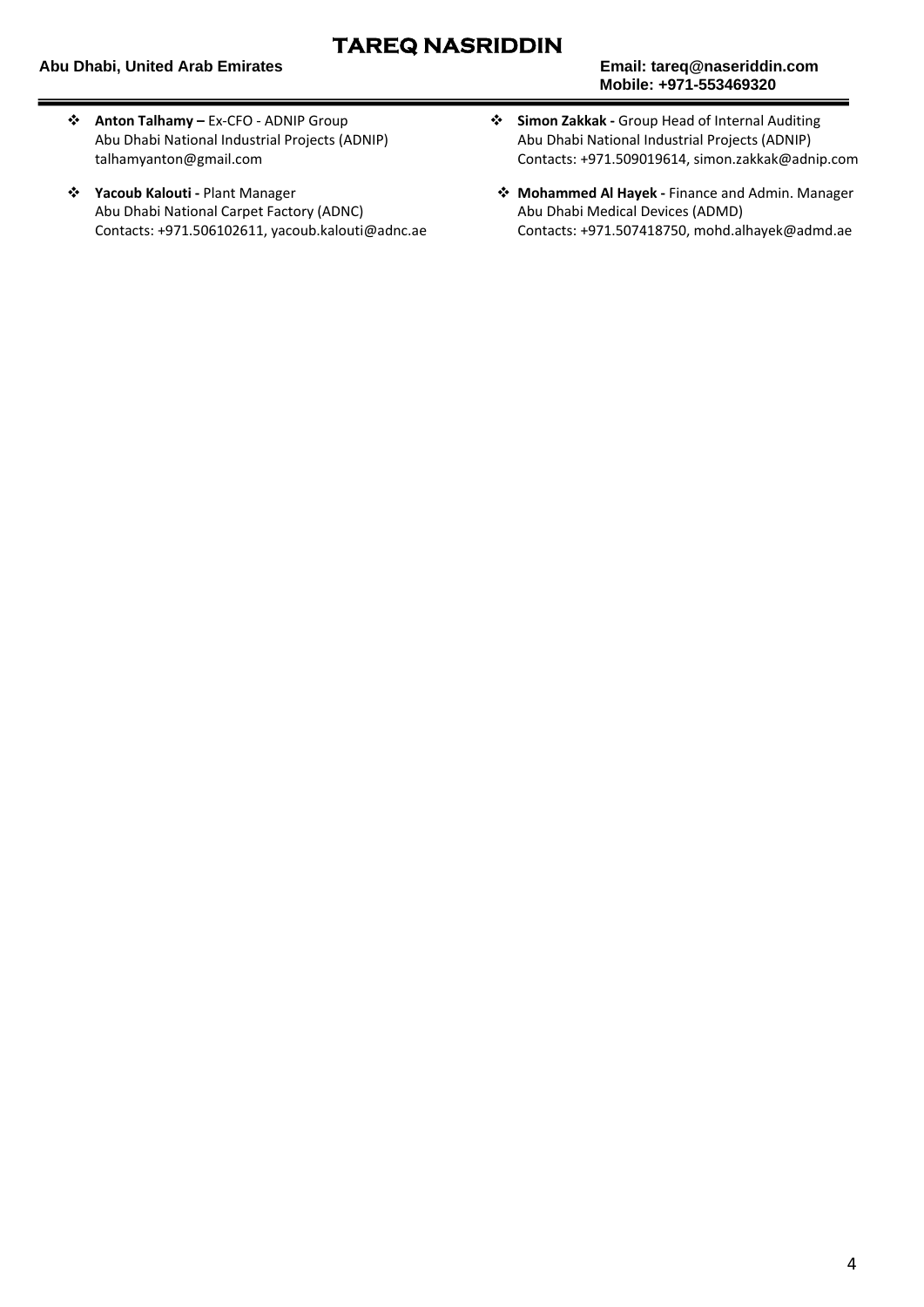# TAREQ NASRIDDIN

**Abu Dhabi, United Arab Emirates** **Email: tareq@naseriddin.com**
**Mobile: +971-553469320**

- **Anton Talhamy –** Ex-CFO - ADNIP Group
  Abu Dhabi National Industrial Projects (ADNIP)
  talhamyanton@gmail.com

- **Yacoub Kalouti -** Plant Manager
  Abu Dhabi National Carpet Factory (ADNC)
  Contacts: +971.506102611, yacoub.kalouti@adnc.ae

- **Simon Zakkak -** Group Head of Internal Auditing
  Abu Dhabi National Industrial Projects (ADNIP)
  Contacts: +971.509019614, simon.zakkak@adnip.com

- **Mohammed Al Hayek -** Finance and Admin. Manager
  Abu Dhabi Medical Devices (ADMD)
  Contacts: +971.507418750, mohd.alhayek@admd.ae